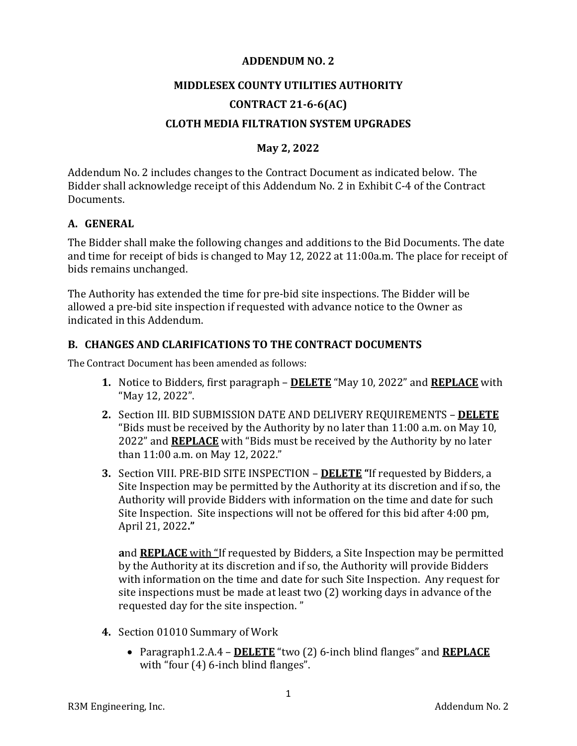**ADDENDUM NO. 2**

**MIDDLESEX COUNTY UTILITIES AUTHORITY**

**CONTRACT 21-6-6(AC)**

**CLOTH MEDIA FILTRATION SYSTEM UPGRADES**

**May 2, 2022**

Addendum No. 2 includes changes to the Contract Document as indicated below. The Bidder shall acknowledge receipt of this Addendum No. 2 in Exhibit C-4 of the Contract Documents.

## A. GENERAL

The Bidder shall make the following changes and additions to the Bid Documents. The date and time for receipt of bids is changed to May 12, 2022 at 11:00a.m. The place for receipt of bids remains unchanged.

The Authority has extended the time for pre-bid site inspections. The Bidder will be allowed a pre-bid site inspection if requested with advance notice to the Owner as indicated in this Addendum.

## B. CHANGES AND CLARIFICATIONS TO THE CONTRACT DOCUMENTS

The Contract Document has been amended as follows:

1. Notice to Bidders, first paragraph – **DELETE** "May 10, 2022" and **REPLACE** with "May 12, 2022".
2. Section III. BID SUBMISSION DATE AND DELIVERY REQUIREMENTS – **DELETE** "Bids must be received by the Authority by no later than 11:00 a.m. on May 10, 2022" and **REPLACE** with "Bids must be received by the Authority by no later than 11:00 a.m. on May 12, 2022."
3. Section VIII. PRE-BID SITE INSPECTION – **DELETE "**If requested by Bidders, a Site Inspection may be permitted by the Authority at its discretion and if so, the Authority will provide Bidders with information on the time and date for such Site Inspection. Site inspections will not be offered for this bid after 4:00 pm, April 21, 2022**."**

   **a**nd **REPLACE** with "If requested by Bidders, a Site Inspection may be permitted by the Authority at its discretion and if so, the Authority will provide Bidders with information on the time and date for such Site Inspection. Any request for site inspections must be made at least two (2) working days in advance of the requested day for the site inspection. "

4. Section 01010 Summary of Work
   - Paragraph1.2.A.4 – **DELETE** "two (2) 6-inch blind flanges" and **REPLACE** with "four (4) 6-inch blind flanges".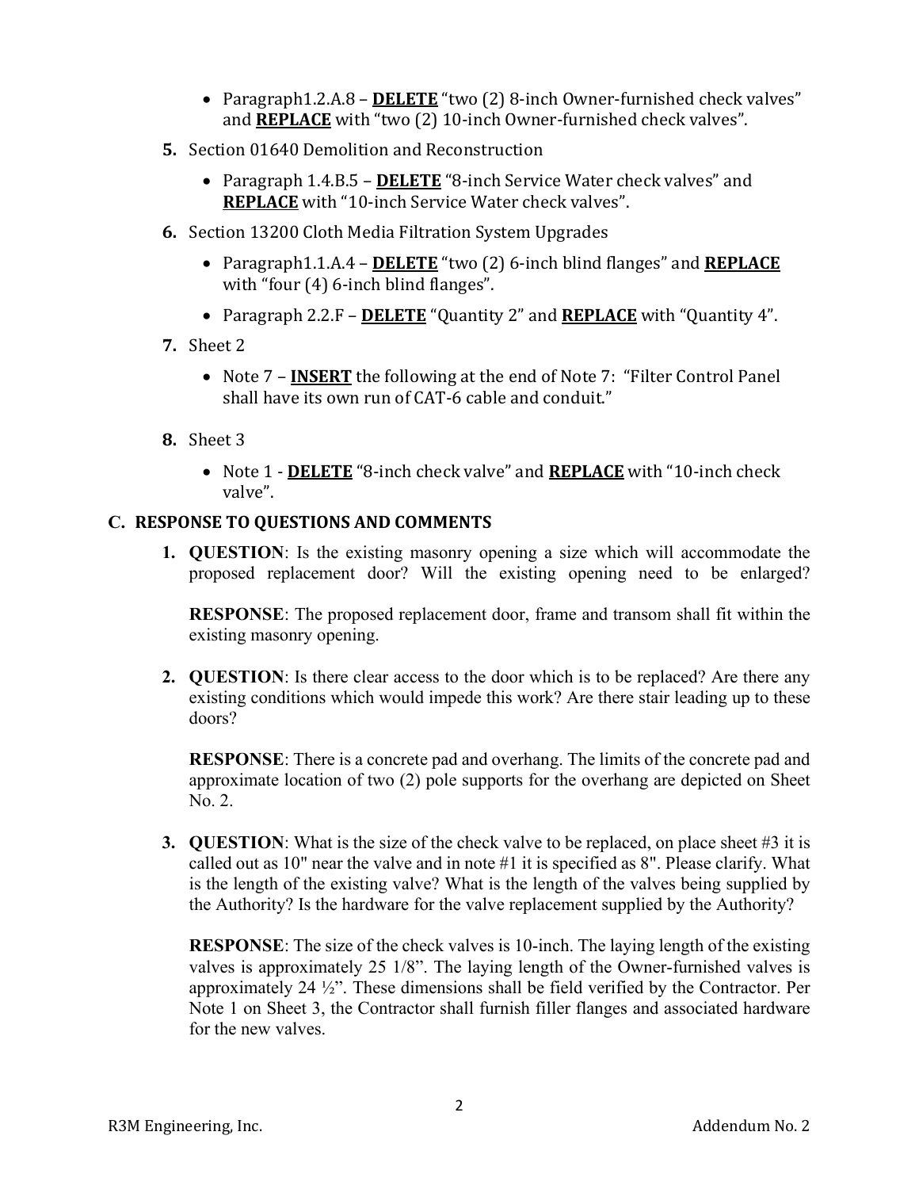- Paragraph1.2.A.8 – **DELETE** "two (2) 8-inch Owner-furnished check valves" and **REPLACE** with "two (2) 10-inch Owner-furnished check valves".

5. Section 01640 Demolition and Reconstruction
   - Paragraph 1.4.B.5 – **DELETE** "8-inch Service Water check valves" and **REPLACE** with "10-inch Service Water check valves".

6. Section 13200 Cloth Media Filtration System Upgrades
   - Paragraph1.1.A.4 – **DELETE** "two (2) 6-inch blind flanges" and **REPLACE** with "four (4) 6-inch blind flanges".
   - Paragraph 2.2.F – **DELETE** "Quantity 2" and **REPLACE** with "Quantity 4".

7. Sheet 2
   - Note 7 – **INSERT** the following at the end of Note 7: "Filter Control Panel shall have its own run of CAT-6 cable and conduit."

8. Sheet 3
   - Note 1 - **DELETE** "8-inch check valve" and **REPLACE** with "10-inch check valve".

## C. RESPONSE TO QUESTIONS AND COMMENTS

1. **QUESTION**: Is the existing masonry opening a size which will accommodate the proposed replacement door? Will the existing opening need to be enlarged?

   **RESPONSE**: The proposed replacement door, frame and transom shall fit within the existing masonry opening.

2. **QUESTION**: Is there clear access to the door which is to be replaced? Are there any existing conditions which would impede this work? Are there stair leading up to these doors?

   **RESPONSE**: There is a concrete pad and overhang. The limits of the concrete pad and approximate location of two (2) pole supports for the overhang are depicted on Sheet No. 2.

3. **QUESTION**: What is the size of the check valve to be replaced, on place sheet #3 it is called out as 10" near the valve and in note #1 it is specified as 8". Please clarify. What is the length of the existing valve? What is the length of the valves being supplied by the Authority? Is the hardware for the valve replacement supplied by the Authority?

   **RESPONSE**: The size of the check valves is 10-inch. The laying length of the existing valves is approximately 25 1/8". The laying length of the Owner-furnished valves is approximately 24 ½". These dimensions shall be field verified by the Contractor. Per Note 1 on Sheet 3, the Contractor shall furnish filler flanges and associated hardware for the new valves.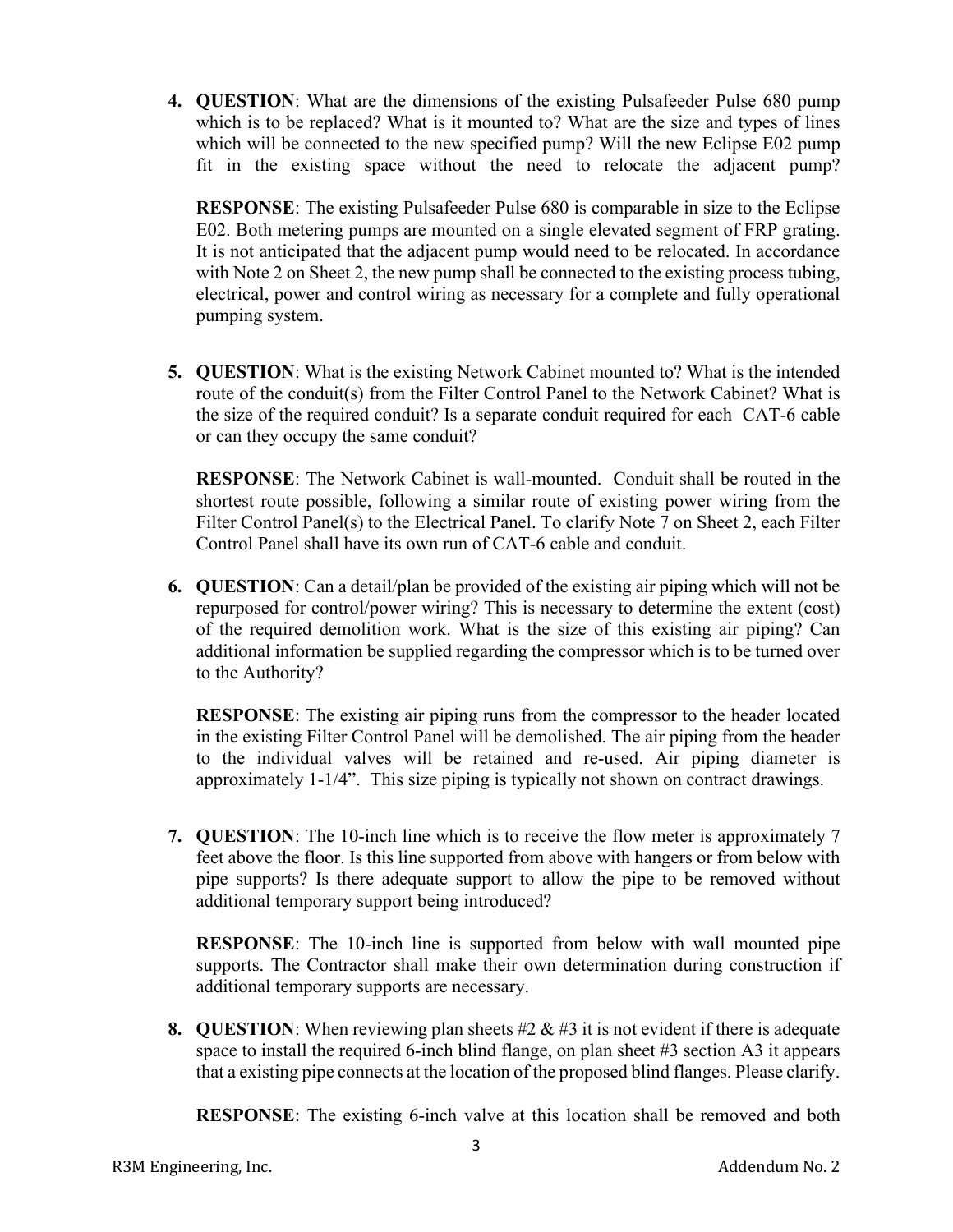4. **QUESTION**: What are the dimensions of the existing Pulsafeeder Pulse 680 pump which is to be replaced? What is it mounted to? What are the size and types of lines which will be connected to the new specified pump? Will the new Eclipse E02 pump fit in the existing space without the need to relocate the adjacent pump?

   **RESPONSE**: The existing Pulsafeeder Pulse 680 is comparable in size to the Eclipse E02. Both metering pumps are mounted on a single elevated segment of FRP grating. It is not anticipated that the adjacent pump would need to be relocated. In accordance with Note 2 on Sheet 2, the new pump shall be connected to the existing process tubing, electrical, power and control wiring as necessary for a complete and fully operational pumping system.

5. **QUESTION**: What is the existing Network Cabinet mounted to? What is the intended route of the conduit(s) from the Filter Control Panel to the Network Cabinet? What is the size of the required conduit? Is a separate conduit required for each CAT-6 cable or can they occupy the same conduit?

   **RESPONSE**: The Network Cabinet is wall-mounted. Conduit shall be routed in the shortest route possible, following a similar route of existing power wiring from the Filter Control Panel(s) to the Electrical Panel. To clarify Note 7 on Sheet 2, each Filter Control Panel shall have its own run of CAT-6 cable and conduit.

6. **QUESTION**: Can a detail/plan be provided of the existing air piping which will not be repurposed for control/power wiring? This is necessary to determine the extent (cost) of the required demolition work. What is the size of this existing air piping? Can additional information be supplied regarding the compressor which is to be turned over to the Authority?

   **RESPONSE**: The existing air piping runs from the compressor to the header located in the existing Filter Control Panel will be demolished. The air piping from the header to the individual valves will be retained and re-used. Air piping diameter is approximately 1-1/4". This size piping is typically not shown on contract drawings.

7. **QUESTION**: The 10-inch line which is to receive the flow meter is approximately 7 feet above the floor. Is this line supported from above with hangers or from below with pipe supports? Is there adequate support to allow the pipe to be removed without additional temporary support being introduced?

   **RESPONSE**: The 10-inch line is supported from below with wall mounted pipe supports. The Contractor shall make their own determination during construction if additional temporary supports are necessary.

8. **QUESTION**: When reviewing plan sheets #2 & #3 it is not evident if there is adequate space to install the required 6-inch blind flange, on plan sheet #3 section A3 it appears that a existing pipe connects at the location of the proposed blind flanges. Please clarify.

   **RESPONSE**: The existing 6-inch valve at this location shall be removed and both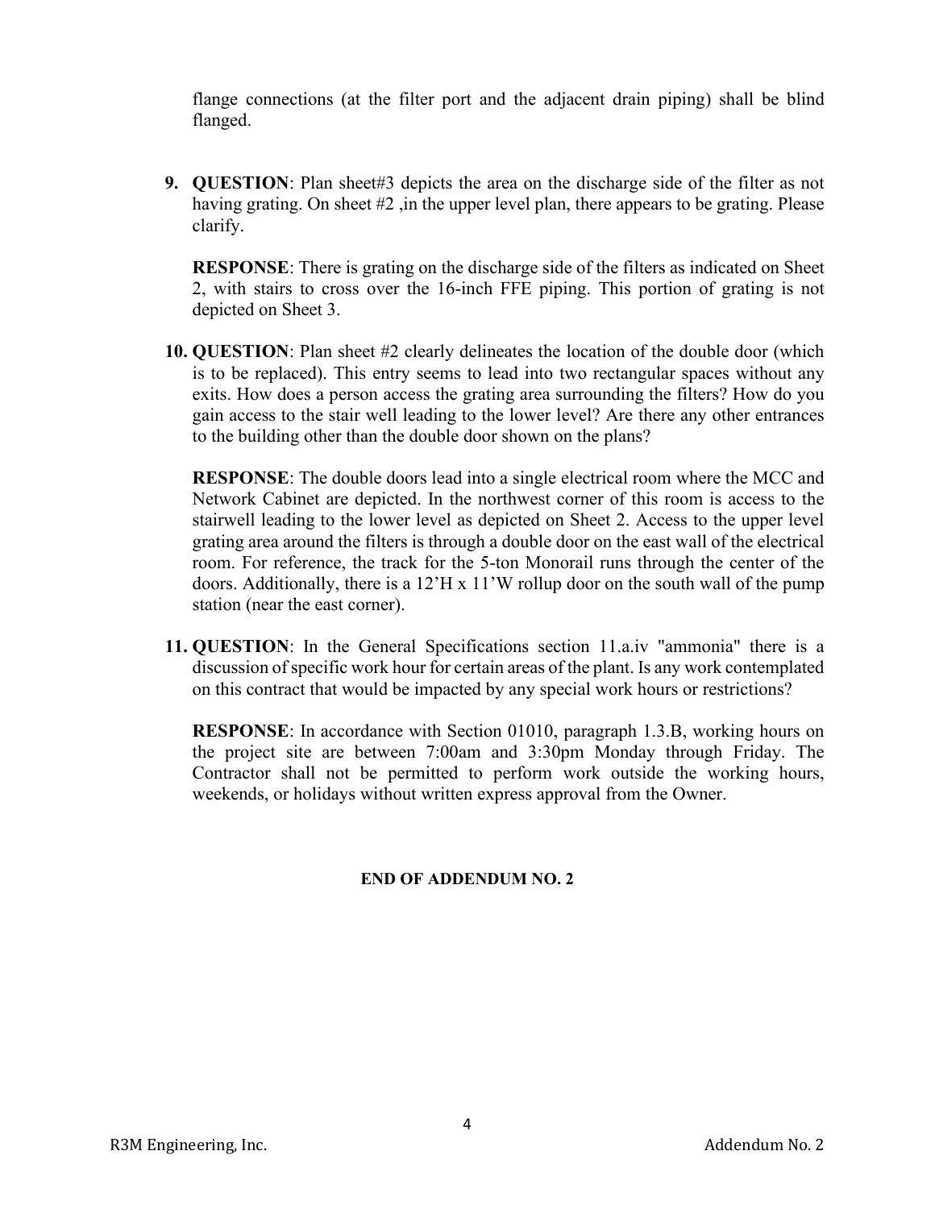flange connections (at the filter port and the adjacent drain piping) shall be blind flanged.

9. **QUESTION**: Plan sheet#3 depicts the area on the discharge side of the filter as not having grating. On sheet #2 ,in the upper level plan, there appears to be grating. Please clarify.

   **RESPONSE**: There is grating on the discharge side of the filters as indicated on Sheet 2, with stairs to cross over the 16-inch FFE piping. This portion of grating is not depicted on Sheet 3.

10. **QUESTION**: Plan sheet #2 clearly delineates the location of the double door (which is to be replaced). This entry seems to lead into two rectangular spaces without any exits. How does a person access the grating area surrounding the filters? How do you gain access to the stair well leading to the lower level? Are there any other entrances to the building other than the double door shown on the plans?

    **RESPONSE**: The double doors lead into a single electrical room where the MCC and Network Cabinet are depicted. In the northwest corner of this room is access to the stairwell leading to the lower level as depicted on Sheet 2. Access to the upper level grating area around the filters is through a double door on the east wall of the electrical room. For reference, the track for the 5-ton Monorail runs through the center of the doors. Additionally, there is a 12'H x 11'W rollup door on the south wall of the pump station (near the east corner).

11. **QUESTION**: In the General Specifications section 11.a.iv "ammonia" there is a discussion of specific work hour for certain areas of the plant. Is any work contemplated on this contract that would be impacted by any special work hours or restrictions?

    **RESPONSE**: In accordance with Section 01010, paragraph 1.3.B, working hours on the project site are between 7:00am and 3:30pm Monday through Friday. The Contractor shall not be permitted to perform work outside the working hours, weekends, or holidays without written express approval from the Owner.

**END OF ADDENDUM NO. 2**